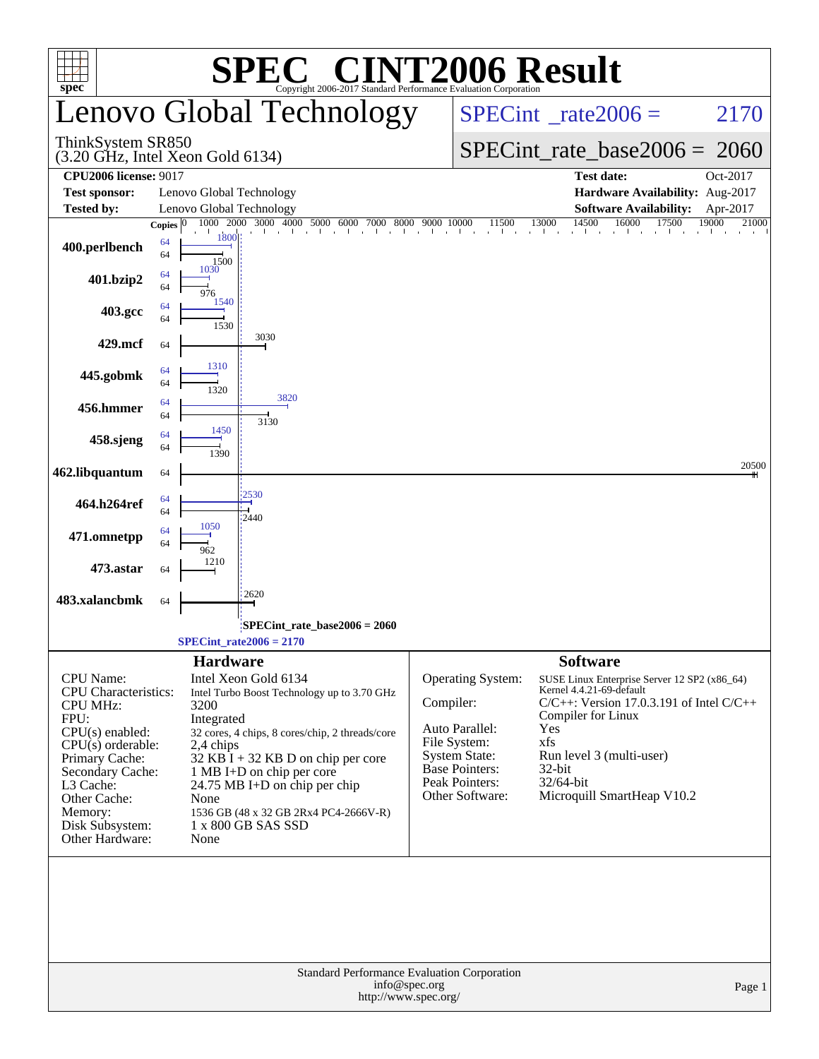# SPEC® CINT2006 Result

Copyright 2006-2017 Standard Performance Evaluation Corporation

## Lenovo Global Technology

ThinkSystem SR850
(3.20 GHz, Intel Xeon Gold 6134)

**SPECint_rate2006 = 2170**

**SPECint_rate_base2006 = 2060**

| | | | |
|---|---|---|---|
| **CPU2006 license:** 9017 | | **Test date:** | Oct-2017 |
| **Test sponsor:** | Lenovo Global Technology | **Hardware Availability:** | Aug-2017 |
| **Tested by:** | Lenovo Global Technology | **Software Availability:** | Apr-2017 |

| Benchmark | Copies (peak) | Peak | Copies (base) | Base |
|---|---|---|---|---|
| 400.perlbench | 64 | 1800 | 64 | 1500 |
| 401.bzip2 | 64 | 1030 | 64 | 976 |
| 403.gcc | 64 | 1540 | 64 | 1530 |
| 429.mcf | | | 64 | 3030 |
| 445.gobmk | 64 | 1310 | 64 | 1320 |
| 456.hmmer | 64 | 3820 | 64 | 3130 |
| 458.sjeng | 64 | 1450 | 64 | 1390 |
| 462.libquantum | | | 64 | 20500 |
| 464.h264ref | 64 | 2530 | 64 | 2440 |
| 471.omnetpp | 64 | 1050 | 64 | 962 |
| 473.astar | | | 64 | 1210 |
| 483.xalancbmk | | | 64 | 2620 |

SPECint_rate_base2006 = 2060

SPECint_rate2006 = 2170

## Hardware

| | |
|---|---|
| CPU Name: | Intel Xeon Gold 6134 |
| CPU Characteristics: | Intel Turbo Boost Technology up to 3.70 GHz |
| CPU MHz: | 3200 |
| FPU: | Integrated |
| CPU(s) enabled: | 32 cores, 4 chips, 8 cores/chip, 2 threads/core |
| CPU(s) orderable: | 2,4 chips |
| Primary Cache: | 32 KB I + 32 KB D on chip per core |
| Secondary Cache: | 1 MB I+D on chip per core |
| L3 Cache: | 24.75 MB I+D on chip per chip |
| Other Cache: | None |
| Memory: | 1536 GB (48 x 32 GB 2Rx4 PC4-2666V-R) |
| Disk Subsystem: | 1 x 800 GB SAS SSD |
| Other Hardware: | None |

## Software

| | |
|---|---|
| Operating System: | SUSE Linux Enterprise Server 12 SP2 (x86_64) Kernel 4.4.21-69-default |
| Compiler: | C/C++: Version 17.0.3.191 of Intel C/C++ Compiler for Linux |
| Auto Parallel: | Yes |
| File System: | xfs |
| System State: | Run level 3 (multi-user) |
| Base Pointers: | 32-bit |
| Peak Pointers: | 32/64-bit |
| Other Software: | Microquill SmartHeap V10.2 |

Standard Performance Evaluation Corporation
info@spec.org
http://www.spec.org/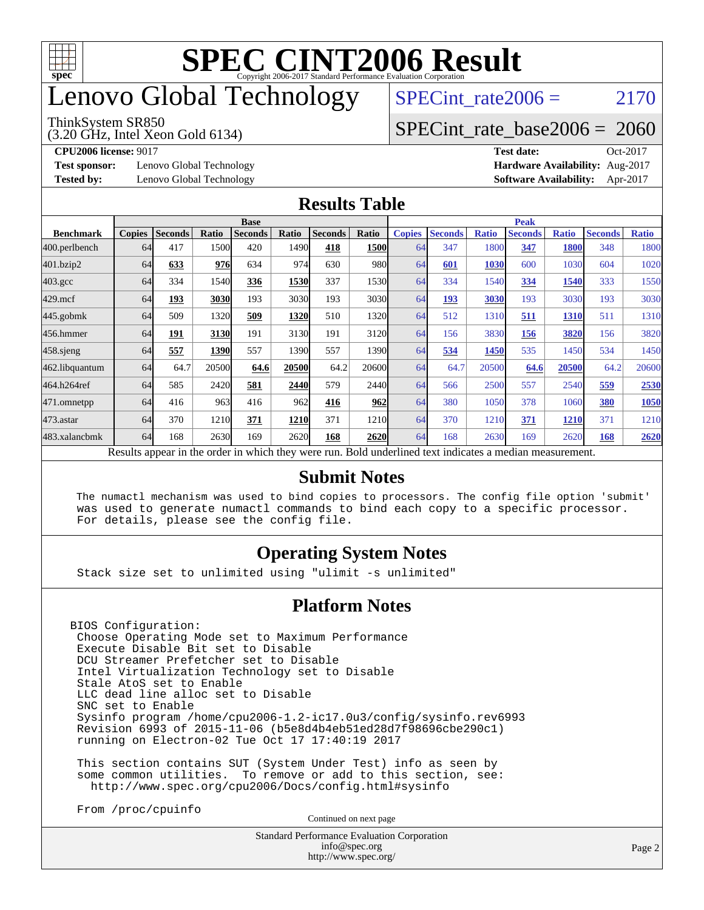# SPEC CINT2006 Result

Copyright 2006-2017 Standard Performance Evaluation Corporation

# Lenovo Global Technology

ThinkSystem SR850
(3.20 GHz, Intel Xeon Gold 6134)

SPECint_rate2006 = 2170

SPECint_rate_base2006 = 2060

**CPU2006 license:** 9017
**Test sponsor:** Lenovo Global Technology
**Tested by:** Lenovo Global Technology

**Test date:** Oct-2017
**Hardware Availability:** Aug-2017
**Software Availability:** Apr-2017

## Results Table

| | Base | | | | | | | Peak | | | | | | |
|---|---|---|---|---|---|---|---|---|---|---|---|---|---|---|
| **Benchmark** | **Copies** | **Seconds** | **Ratio** | **Seconds** | **Ratio** | **Seconds** | **Ratio** | **Copies** | **Seconds** | **Ratio** | **Seconds** | **Ratio** | **Seconds** | **Ratio** |
| 400.perlbench | 64 | 417 | 1500 | 420 | 1490 | **418** | **1500** | 64 | 347 | 1800 | **347** | **1800** | 348 | 1800 |
| 401.bzip2 | 64 | **633** | **976** | 634 | 974 | 630 | 980 | 64 | **601** | **1030** | 600 | 1030 | 604 | 1020 |
| 403.gcc | 64 | 334 | 1540 | **336** | **1530** | 337 | 1530 | 64 | 334 | 1540 | **334** | **1540** | 333 | 1550 |
| 429.mcf | 64 | **193** | **3030** | 193 | 3030 | 193 | 3030 | 64 | **193** | **3030** | 193 | 3030 | 193 | 3030 |
| 445.gobmk | 64 | 509 | 1320 | **509** | **1320** | 510 | 1320 | 64 | 512 | 1310 | **511** | **1310** | 511 | 1310 |
| 456.hmmer | 64 | **191** | **3130** | 191 | 3130 | 191 | 3120 | 64 | 156 | 3830 | **156** | **3820** | 156 | 3820 |
| 458.sjeng | 64 | **557** | **1390** | 557 | 1390 | 557 | 1390 | 64 | **534** | **1450** | 535 | 1450 | 534 | 1450 |
| 462.libquantum | 64 | 64.7 | 20500 | **64.6** | **20500** | 64.2 | 20600 | 64 | 64.7 | 20500 | **64.6** | **20500** | 64.2 | 20600 |
| 464.h264ref | 64 | 585 | 2420 | **581** | **2440** | 579 | 2440 | 64 | 566 | 2500 | 557 | 2540 | **559** | **2530** |
| 471.omnetpp | 64 | 416 | 963 | 416 | 962 | **416** | **962** | 64 | 380 | 1050 | 378 | 1060 | **380** | **1050** |
| 473.astar | 64 | 370 | 1210 | **371** | **1210** | 371 | 1210 | 64 | 370 | 1210 | **371** | **1210** | 371 | 1210 |
| 483.xalancbmk | 64 | 168 | 2630 | 169 | 2620 | **168** | **2620** | 64 | 168 | 2630 | 169 | 2620 | **168** | **2620** |

Results appear in the order in which they were run. Bold underlined text indicates a median measurement.

## Submit Notes

```
The numactl mechanism was used to bind copies to processors. The config file option 'submit'
was used to generate numactl commands to bind each copy to a specific processor.
For details, please see the config file.
```

## Operating System Notes

```
Stack size set to unlimited using "ulimit -s unlimited"
```

## Platform Notes

```
BIOS Configuration:
 Choose Operating Mode set to Maximum Performance
 Execute Disable Bit set to Disable
 DCU Streamer Prefetcher set to Disable
 Intel Virtualization Technology set to Disable
 Stale AtoS set to Enable
 LLC dead line alloc set to Disable
 SNC set to Enable
 Sysinfo program /home/cpu2006-1.2-ic17.0u3/config/sysinfo.rev6993
 Revision 6993 of 2015-11-06 (b5e8d4b4eb51ed28d7f98696cbe290c1)
 running on Electron-02 Tue Oct 17 17:40:19 2017

 This section contains SUT (System Under Test) info as seen by
 some common utilities.  To remove or add to this section, see:
   http://www.spec.org/cpu2006/Docs/config.html#sysinfo

 From /proc/cpuinfo
```

Continued on next page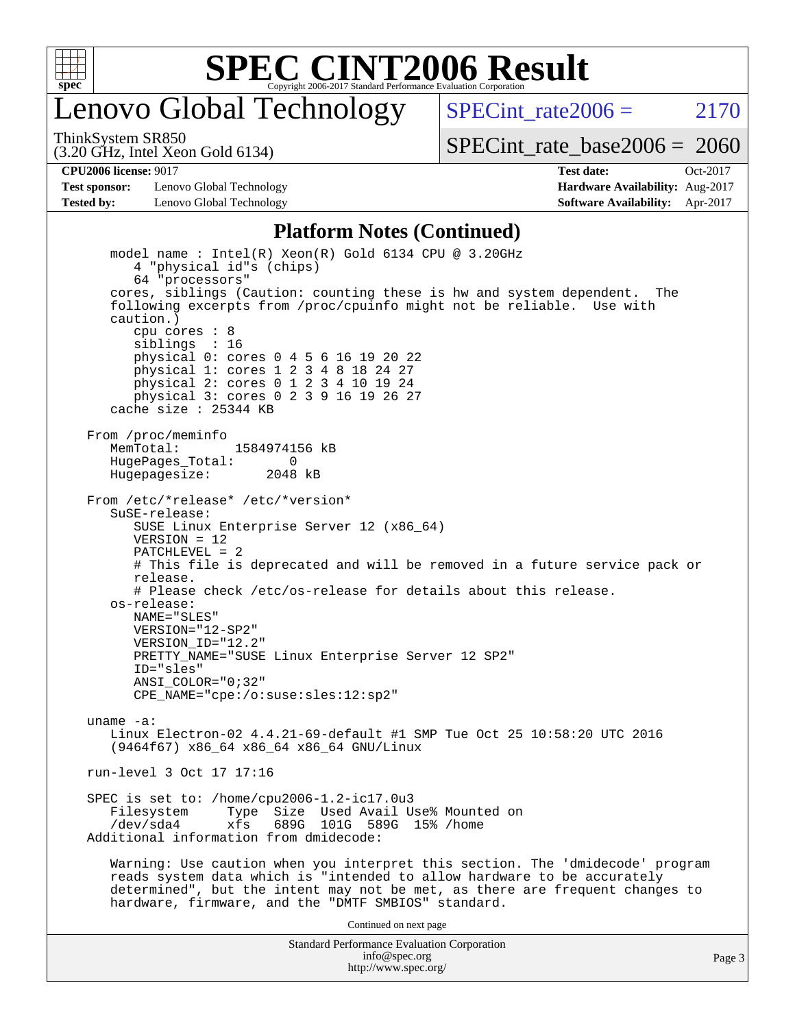## Platform Notes (Continued)

```
   model name : Intel(R) Xeon(R) Gold 6134 CPU @ 3.20GHz
      4 "physical id"s (chips)
      64 "processors"
   cores, siblings (Caution: counting these is hw and system dependent.  The
   following excerpts from /proc/cpuinfo might not be reliable.  Use with
   caution.)
      cpu cores : 8
      siblings  : 16
      physical 0: cores 0 4 5 6 16 19 20 22
      physical 1: cores 1 2 3 4 8 18 24 27
      physical 2: cores 0 1 2 3 4 10 19 24
      physical 3: cores 0 2 3 9 16 19 26 27
   cache size : 25344 KB

From /proc/meminfo
   MemTotal:       1584974156 kB
   HugePages_Total:       0
   Hugepagesize:       2048 kB

From /etc/*release* /etc/*version*
   SuSE-release:
      SUSE Linux Enterprise Server 12 (x86_64)
      VERSION = 12
      PATCHLEVEL = 2
      # This file is deprecated and will be removed in a future service pack or
      release.
      # Please check /etc/os-release for details about this release.
   os-release:
      NAME="SLES"
      VERSION="12-SP2"
      VERSION_ID="12.2"
      PRETTY_NAME="SUSE Linux Enterprise Server 12 SP2"
      ID="sles"
      ANSI_COLOR="0;32"
      CPE_NAME="cpe:/o:suse:sles:12:sp2"

uname -a:
   Linux Electron-02 4.4.21-69-default #1 SMP Tue Oct 25 10:58:20 UTC 2016
   (9464f67) x86_64 x86_64 x86_64 GNU/Linux

run-level 3 Oct 17 17:16

SPEC is set to: /home/cpu2006-1.2-ic17.0u3
   Filesystem     Type  Size  Used Avail Use% Mounted on
   /dev/sda4      xfs   689G  101G  589G  15% /home
Additional information from dmidecode:

   Warning: Use caution when you interpret this section. The 'dmidecode' program
   reads system data which is "intended to allow hardware to be accurately
   determined", but the intent may not be met, as there are frequent changes to
   hardware, firmware, and the "DMTF SMBIOS" standard.
```

Continued on next page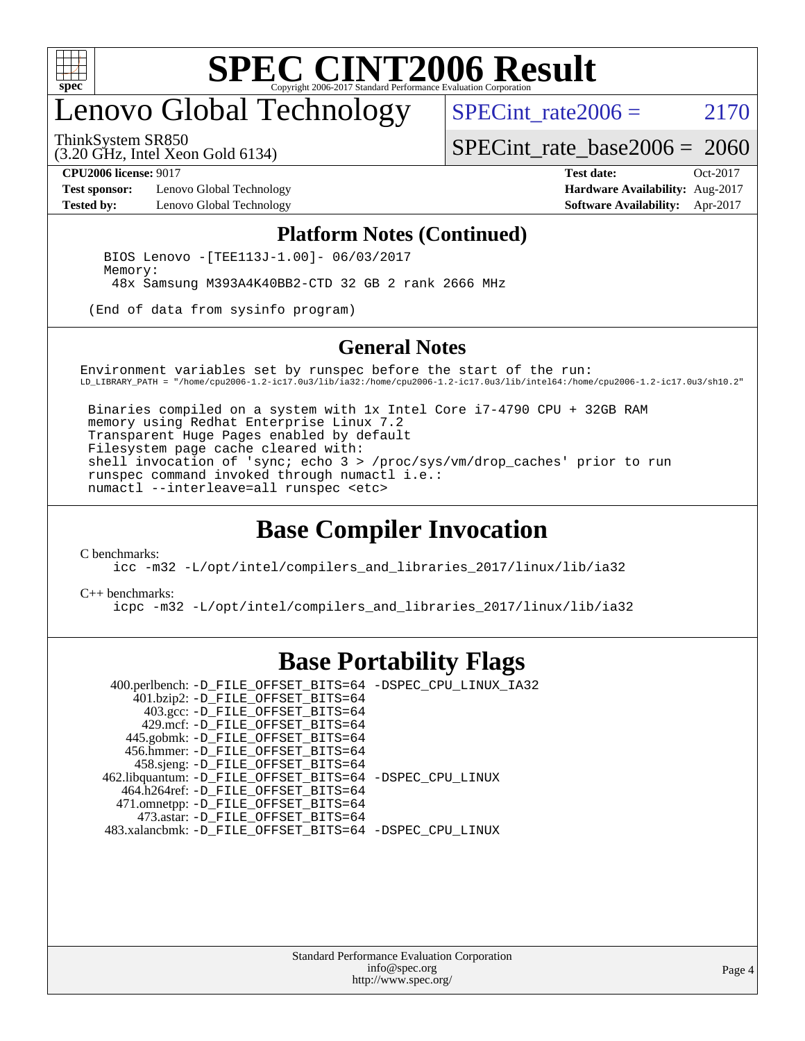# Lenovo Global Technology

ThinkSystem SR850
(3.20 GHz, Intel Xeon Gold 6134)

SPECint_rate2006 = 2170
SPECint_rate_base2006 = 2060

**CPU2006 license:** 9017
**Test sponsor:** Lenovo Global Technology
**Tested by:** Lenovo Global Technology
**Test date:** Oct-2017
**Hardware Availability:** Aug-2017
**Software Availability:** Apr-2017

## Platform Notes (Continued)

```
BIOS Lenovo -[TEE113J-1.00]- 06/03/2017
Memory:
 48x Samsung M393A4K40BB2-CTD 32 GB 2 rank 2666 MHz

(End of data from sysinfo program)
```

## General Notes

```
Environment variables set by runspec before the start of the run:
LD_LIBRARY_PATH = "/home/cpu2006-1.2-ic17.0u3/lib/ia32:/home/cpu2006-1.2-ic17.0u3/lib/intel64:/home/cpu2006-1.2-ic17.0u3/sh10.2"

 Binaries compiled on a system with 1x Intel Core i7-4790 CPU + 32GB RAM
 memory using Redhat Enterprise Linux 7.2
 Transparent Huge Pages enabled by default
 Filesystem page cache cleared with:
 shell invocation of 'sync; echo 3 > /proc/sys/vm/drop_caches' prior to run
 runspec command invoked through numactl i.e.:
 numactl --interleave=all runspec <etc>
```

## Base Compiler Invocation

C benchmarks:
```
icc -m32 -L/opt/intel/compilers_and_libraries_2017/linux/lib/ia32
```

C++ benchmarks:
```
icpc -m32 -L/opt/intel/compilers_and_libraries_2017/linux/lib/ia32
```

## Base Portability Flags

| Benchmark | Flags |
|---|---|
| 400.perlbench: | -D_FILE_OFFSET_BITS=64 -DSPEC_CPU_LINUX_IA32 |
| 401.bzip2: | -D_FILE_OFFSET_BITS=64 |
| 403.gcc: | -D_FILE_OFFSET_BITS=64 |
| 429.mcf: | -D_FILE_OFFSET_BITS=64 |
| 445.gobmk: | -D_FILE_OFFSET_BITS=64 |
| 456.hmmer: | -D_FILE_OFFSET_BITS=64 |
| 458.sjeng: | -D_FILE_OFFSET_BITS=64 |
| 462.libquantum: | -D_FILE_OFFSET_BITS=64 -DSPEC_CPU_LINUX |
| 464.h264ref: | -D_FILE_OFFSET_BITS=64 |
| 471.omnetpp: | -D_FILE_OFFSET_BITS=64 |
| 473.astar: | -D_FILE_OFFSET_BITS=64 |
| 483.xalancbmk: | -D_FILE_OFFSET_BITS=64 -DSPEC_CPU_LINUX |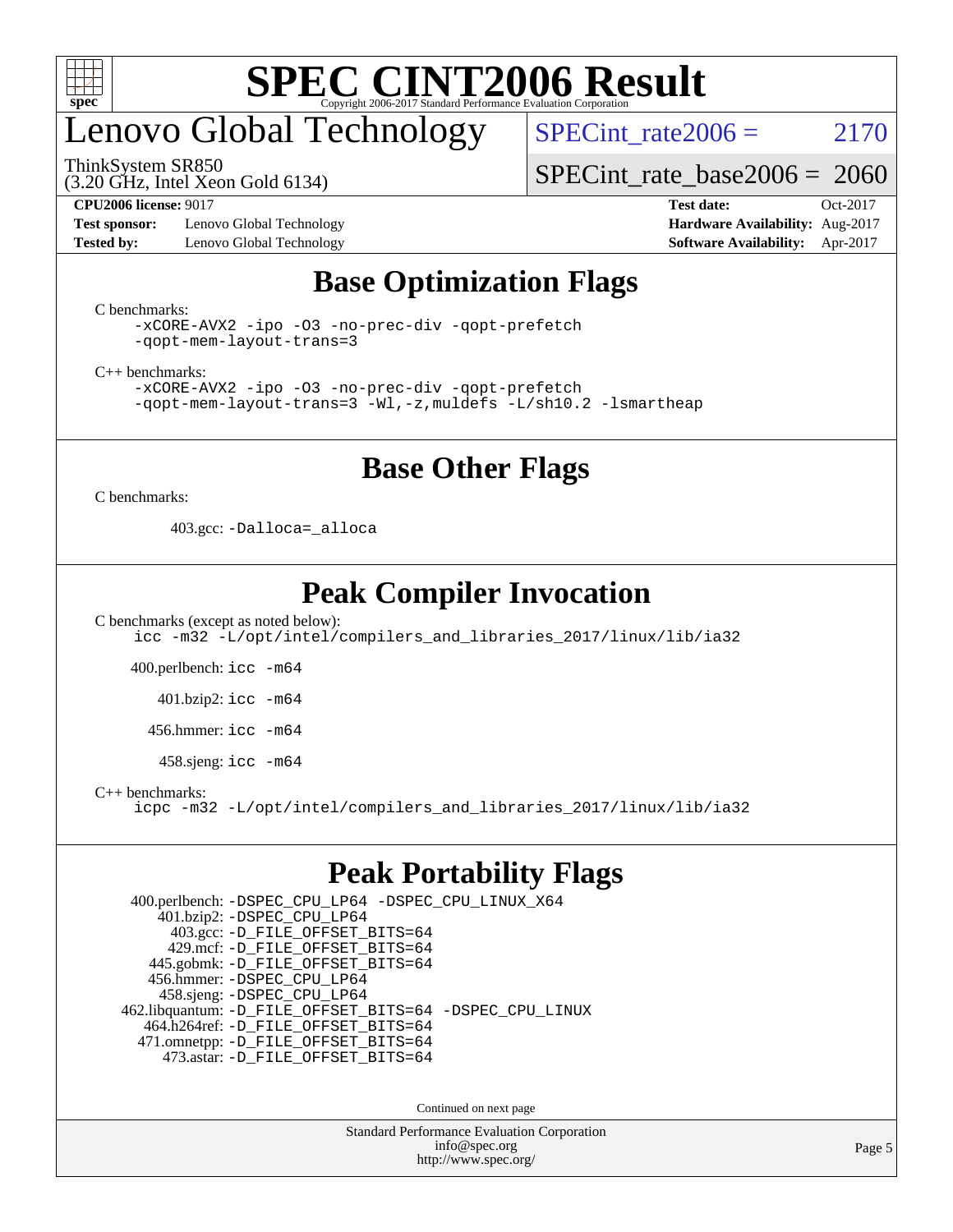# SPEC CINT2006 Result

## Lenovo Global Technology

ThinkSystem SR850
(3.20 GHz, Intel Xeon Gold 6134)

SPECint_rate2006 = 2170

SPECint_rate_base2006 = 2060

**CPU2006 license:** 9017
**Test sponsor:** Lenovo Global Technology
**Tested by:** Lenovo Global Technology

**Test date:** Oct-2017
**Hardware Availability:** Aug-2017
**Software Availability:** Apr-2017

## Base Optimization Flags

C benchmarks:

```
-xCORE-AVX2 -ipo -O3 -no-prec-div -qopt-prefetch
-qopt-mem-layout-trans=3
```

C++ benchmarks:

```
-xCORE-AVX2 -ipo -O3 -no-prec-div -qopt-prefetch
-qopt-mem-layout-trans=3 -Wl,-z,muldefs -L/sh10.2 -lsmartheap
```

## Base Other Flags

C benchmarks:

403.gcc: `-Dalloca=_alloca`

## Peak Compiler Invocation

C benchmarks (except as noted below):

```
icc -m32 -L/opt/intel/compilers_and_libraries_2017/linux/lib/ia32
```

400.perlbench: `icc -m64`

401.bzip2: `icc -m64`

456.hmmer: `icc -m64`

458.sjeng: `icc -m64`

C++ benchmarks:

```
icpc -m32 -L/opt/intel/compilers_and_libraries_2017/linux/lib/ia32
```

## Peak Portability Flags

400.perlbench: `-DSPEC_CPU_LP64 -DSPEC_CPU_LINUX_X64`
401.bzip2: `-DSPEC_CPU_LP64`
403.gcc: `-D_FILE_OFFSET_BITS=64`
429.mcf: `-D_FILE_OFFSET_BITS=64`
445.gobmk: `-D_FILE_OFFSET_BITS=64`
456.hmmer: `-DSPEC_CPU_LP64`
458.sjeng: `-DSPEC_CPU_LP64`
462.libquantum: `-D_FILE_OFFSET_BITS=64 -DSPEC_CPU_LINUX`
464.h264ref: `-D_FILE_OFFSET_BITS=64`
471.omnetpp: `-D_FILE_OFFSET_BITS=64`
473.astar: `-D_FILE_OFFSET_BITS=64`

Continued on next page

Standard Performance Evaluation Corporation
info@spec.org
http://www.spec.org/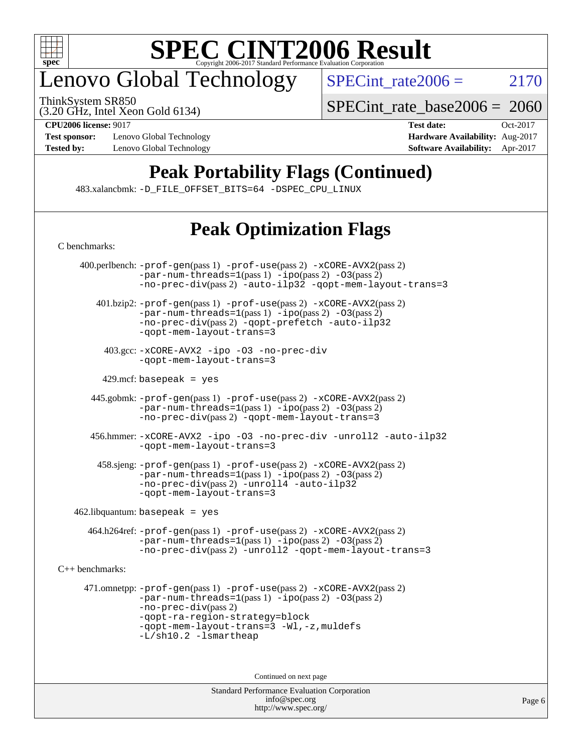# SPEC CINT2006 Result

## Lenovo Global Technology

ThinkSystem SR850
(3.20 GHz, Intel Xeon Gold 6134)

SPECint_rate2006 = 2170

SPECint_rate_base2006 = 2060

**CPU2006 license:** 9017
**Test sponsor:** Lenovo Global Technology
**Tested by:** Lenovo Global Technology

**Test date:** Oct-2017
**Hardware Availability:** Aug-2017
**Software Availability:** Apr-2017

## Peak Portability Flags (Continued)

483.xalancbmk: -D_FILE_OFFSET_BITS=64 -DSPEC_CPU_LINUX

## Peak Optimization Flags

C benchmarks:

400.perlbench: -prof-gen(pass 1) -prof-use(pass 2) -xCORE-AVX2(pass 2) -par-num-threads=1(pass 1) -ipo(pass 2) -O3(pass 2) -no-prec-div(pass 2) -auto-ilp32 -qopt-mem-layout-trans=3

401.bzip2: -prof-gen(pass 1) -prof-use(pass 2) -xCORE-AVX2(pass 2) -par-num-threads=1(pass 1) -ipo(pass 2) -O3(pass 2) -no-prec-div(pass 2) -qopt-prefetch -auto-ilp32 -qopt-mem-layout-trans=3

403.gcc: -xCORE-AVX2 -ipo -O3 -no-prec-div -qopt-mem-layout-trans=3

429.mcf: basepeak = yes

445.gobmk: -prof-gen(pass 1) -prof-use(pass 2) -xCORE-AVX2(pass 2) -par-num-threads=1(pass 1) -ipo(pass 2) -O3(pass 2) -no-prec-div(pass 2) -qopt-mem-layout-trans=3

456.hmmer: -xCORE-AVX2 -ipo -O3 -no-prec-div -unroll2 -auto-ilp32 -qopt-mem-layout-trans=3

458.sjeng: -prof-gen(pass 1) -prof-use(pass 2) -xCORE-AVX2(pass 2) -par-num-threads=1(pass 1) -ipo(pass 2) -O3(pass 2) -no-prec-div(pass 2) -unroll4 -auto-ilp32 -qopt-mem-layout-trans=3

462.libquantum: basepeak = yes

464.h264ref: -prof-gen(pass 1) -prof-use(pass 2) -xCORE-AVX2(pass 2) -par-num-threads=1(pass 1) -ipo(pass 2) -O3(pass 2) -no-prec-div(pass 2) -unroll2 -qopt-mem-layout-trans=3

C++ benchmarks:

471.omnetpp: -prof-gen(pass 1) -prof-use(pass 2) -xCORE-AVX2(pass 2) -par-num-threads=1(pass 1) -ipo(pass 2) -O3(pass 2) -no-prec-div(pass 2) -qopt-ra-region-strategy=block -qopt-mem-layout-trans=3 -Wl,-z,muldefs -L/sh10.2 -lsmartheap

Continued on next page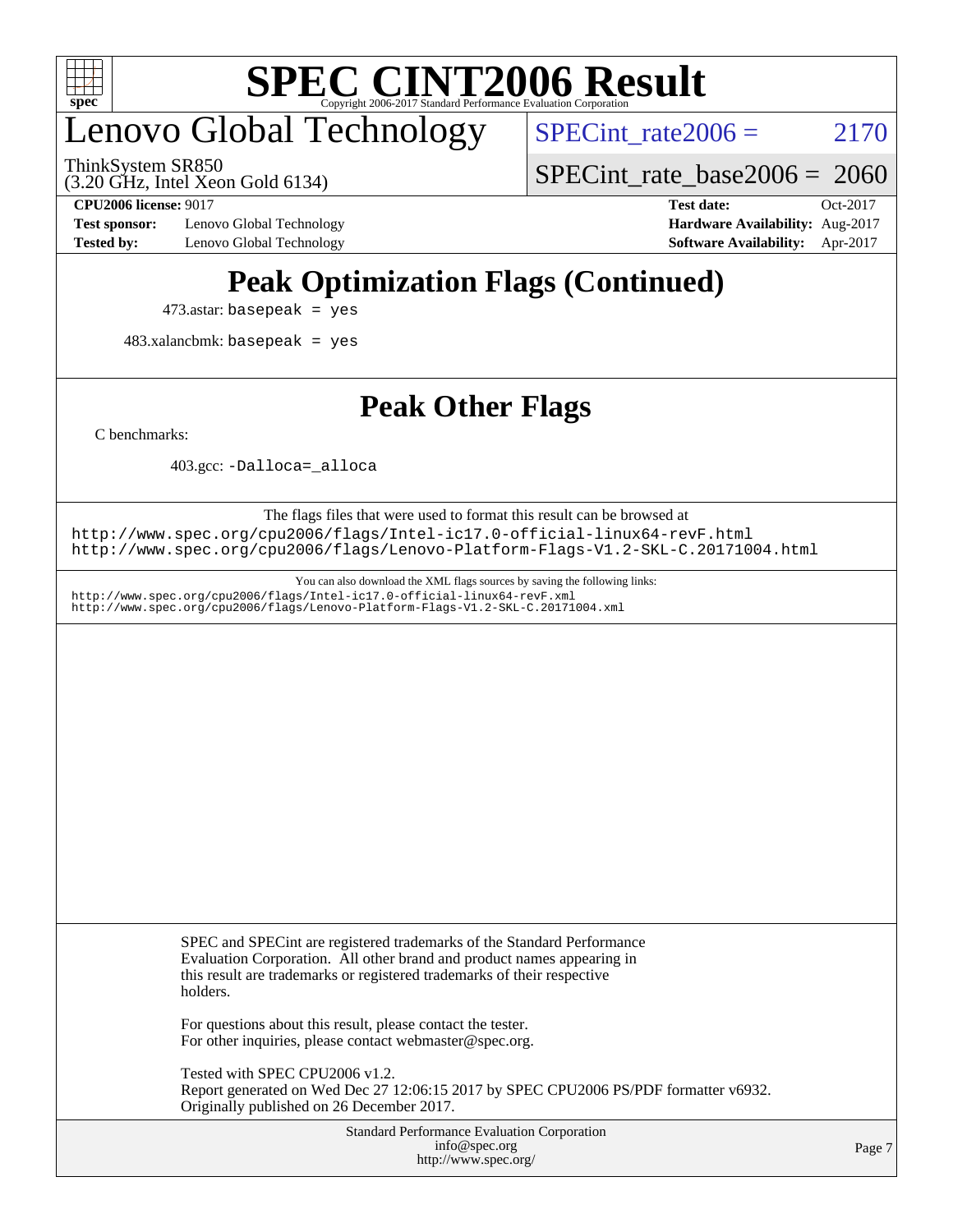# Peak Optimization Flags (Continued)

473.astar: basepeak = yes

483.xalancbmk: basepeak = yes

# Peak Other Flags

C benchmarks:

403.gcc: -Dalloca=_alloca

The flags files that were used to format this result can be browsed at
http://www.spec.org/cpu2006/flags/Intel-ic17.0-official-linux64-revF.html
http://www.spec.org/cpu2006/flags/Lenovo-Platform-Flags-V1.2-SKL-C.20171004.html

You can also download the XML flags sources by saving the following links:
http://www.spec.org/cpu2006/flags/Intel-ic17.0-official-linux64-revF.xml
http://www.spec.org/cpu2006/flags/Lenovo-Platform-Flags-V1.2-SKL-C.20171004.xml

SPEC and SPECint are registered trademarks of the Standard Performance Evaluation Corporation. All other brand and product names appearing in this result are trademarks or registered trademarks of their respective holders.

For questions about this result, please contact the tester.
For other inquiries, please contact webmaster@spec.org.

Tested with SPEC CPU2006 v1.2.
Report generated on Wed Dec 27 12:06:15 2017 by SPEC CPU2006 PS/PDF formatter v6932.
Originally published on 26 December 2017.